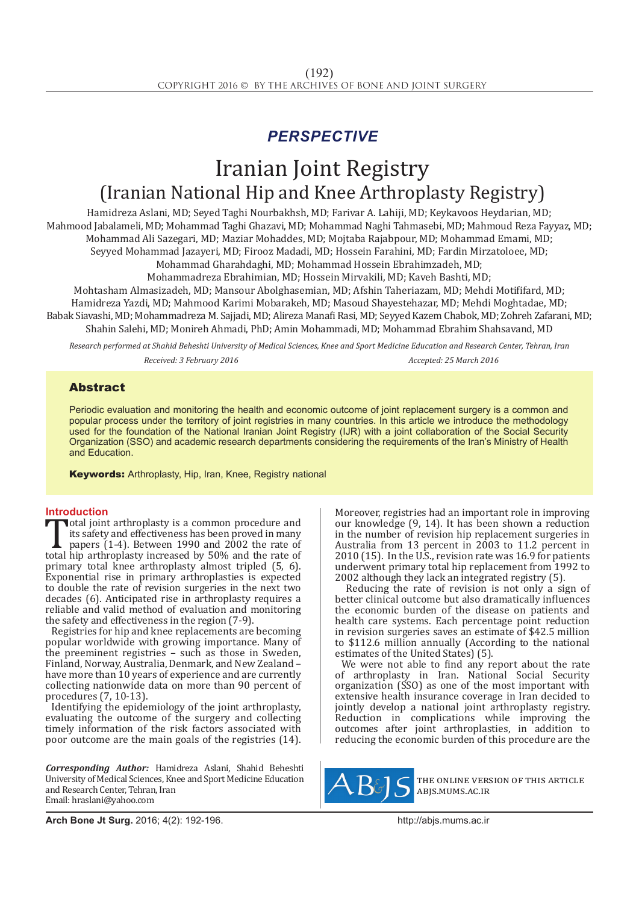## PERSPECTIVE

# Iranian Joint Registry
## (Iranian National Hip and Knee Arthroplasty Registry)

Hamidreza Aslani, MD; Seyed Taghi Nourbakhsh, MD; Farivar A. Lahiji, MD; Keykavoos Heydarian, MD; Mahmood Jabalameli, MD; Mohammad Taghi Ghazavi, MD; Mohammad Naghi Tahmasebi, MD; Mahmoud Reza Fayyaz, MD; Mohammad Ali Sazegari, MD; Maziar Mohaddes, MD; Mojtaba Rajabpour, MD; Mohammad Emami, MD; Seyyed Mohammad Jazayeri, MD; Firooz Madadi, MD; Hossein Farahini, MD; Fardin Mirzatoloee, MD; Mohammad Gharahdaghi, MD; Mohammad Hossein Ebrahimzadeh, MD; Mohammadreza Ebrahimian, MD; Hossein Mirvakili, MD; Kaveh Bashti, MD; Mohtasham Almasizadeh, MD; Mansour Abolghasemian, MD; Afshin Taheriazam, MD; Mehdi Motififard, MD; Hamidreza Yazdi, MD; Mahmood Karimi Mobarakeh, MD; Masoud Shayestehazar, MD; Mehdi Moghtadae, MD; Babak Siavashi, MD; Mohammadreza M. Sajjadi, MD; Alireza Manafi Rasi, MD; Seyyed Kazem Chabok, MD; Zohreh Zafarani, MD; Shahin Salehi, MD; Monireh Ahmadi, PhD; Amin Mohammadi, MD; Mohammad Ebrahim Shahsavand, MD

*Research performed at Shahid Beheshti University of Medical Sciences, Knee and Sport Medicine Education and Research Center, Tehran, Iran*

*Received: 3 February 2016* *Accepted: 25 March 2016*

### Abstract

Periodic evaluation and monitoring the health and economic outcome of joint replacement surgery is a common and popular process under the territory of joint registries in many countries. In this article we introduce the methodology used for the foundation of the National Iranian Joint Registry (IJR) with a joint collaboration of the Social Security Organization (SSO) and academic research departments considering the requirements of the Iran's Ministry of Health and Education.

**Keywords:** Arthroplasty, Hip, Iran, Knee, Registry national

## Introduction

Total joint arthroplasty is a common procedure and its safety and effectiveness has been proved in many papers (1-4). Between 1990 and 2002 the rate of total hip arthroplasty increased by 50% and the rate of primary total knee arthroplasty almost tripled (5, 6). Exponential rise in primary arthroplasties is expected to double the rate of revision surgeries in the next two decades (6). Anticipated rise in arthroplasty requires a reliable and valid method of evaluation and monitoring the safety and effectiveness in the region (7-9).

Registries for hip and knee replacements are becoming popular worldwide with growing importance. Many of the preeminent registries – such as those in Sweden, Finland, Norway, Australia, Denmark, and New Zealand – have more than 10 years of experience and are currently collecting nationwide data on more than 90 percent of procedures (7, 10-13).

Identifying the epidemiology of the joint arthroplasty, evaluating the outcome of the surgery and collecting timely information of the risk factors associated with poor outcome are the main goals of the registries (14). Moreover, registries had an important role in improving our knowledge (9, 14). It has been shown a reduction in the number of revision hip replacement surgeries in Australia from 13 percent in 2003 to 11.2 percent in 2010 (15). In the U.S., revision rate was 16.9 for patients underwent primary total hip replacement from 1992 to 2002 although they lack an integrated registry (5).

Reducing the rate of revision is not only a sign of better clinical outcome but also dramatically influences the economic burden of the disease on patients and health care systems. Each percentage point reduction in revision surgeries saves an estimate of $42.5 million to $112.6 million annually (According to the national estimates of the United States) (5).

We were not able to find any report about the rate of arthroplasty in Iran. National Social Security organization (SSO) as one of the most important with extensive health insurance coverage in Iran decided to jointly develop a national joint arthroplasty registry. Reduction in complications while improving the outcomes after joint arthroplasties, in addition to reducing the economic burden of this procedure are the

**Corresponding Author:** Hamidreza Aslani, Shahid Beheshti University of Medical Sciences, Knee and Sport Medicine Education and Research Center, Tehran, Iran
Email: hraslani@yahoo.com

THE ONLINE VERSION OF THIS ARTICLE ABJS.MUMS.AC.IR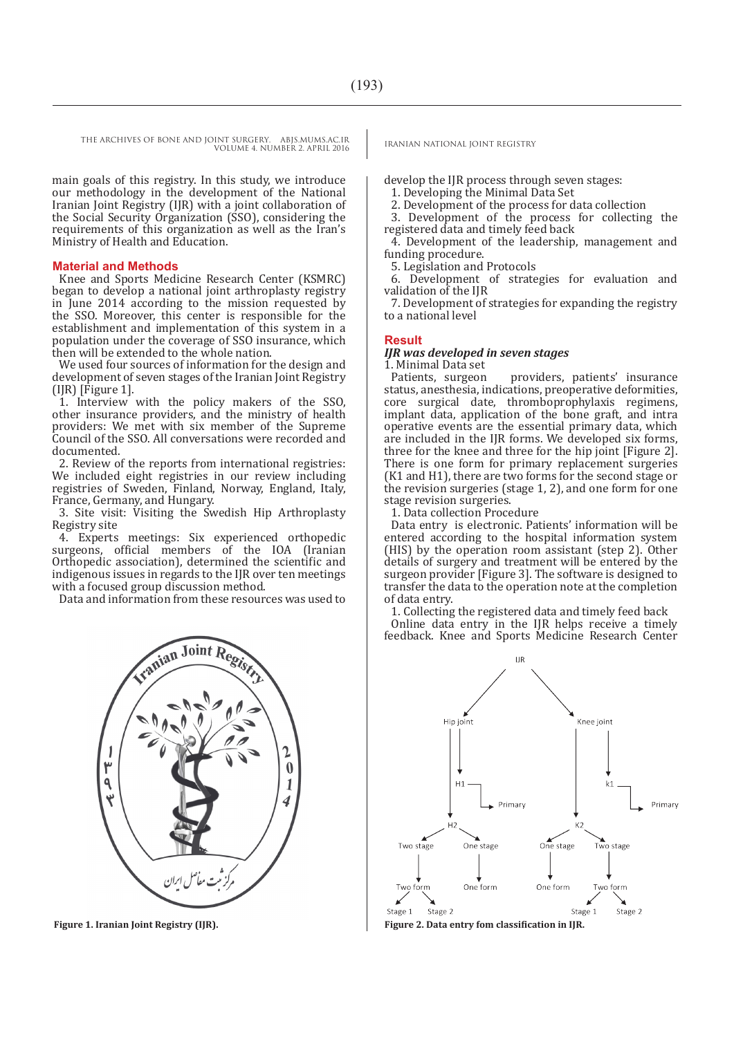main goals of this registry. In this study, we introduce our methodology in the development of the National Iranian Joint Registry (IJR) with a joint collaboration of the Social Security Organization (SSO), considering the requirements of this organization as well as the Iran's Ministry of Health and Education.

## Material and Methods

Knee and Sports Medicine Research Center (KSMRC) began to develop a national joint arthroplasty registry in June 2014 according to the mission requested by the SSO. Moreover, this center is responsible for the establishment and implementation of this system in a population under the coverage of SSO insurance, which then will be extended to the whole nation.

We used four sources of information for the design and development of seven stages of the Iranian Joint Registry (IJR) [Figure 1].

1. Interview with the policy makers of the SSO, other insurance providers, and the ministry of health providers: We met with six member of the Supreme Council of the SSO. All conversations were recorded and documented.
2. Review of the reports from international registries: We included eight registries in our review including registries of Sweden, Finland, Norway, England, Italy, France, Germany, and Hungary.
3. Site visit: Visiting the Swedish Hip Arthroplasty Registry site
4. Experts meetings: Six experienced orthopedic surgeons, official members of the IOA (Iranian Orthopedic association), determined the scientific and indigenous issues in regards to the IJR over ten meetings with a focused group discussion method.

Data and information from these resources was used to develop the IJR process through seven stages:

1. Developing the Minimal Data Set
2. Development of the process for data collection
3. Development of the process for collecting the registered data and timely feed back
4. Development of the leadership, management and funding procedure.
5. Legislation and Protocols
6. Development of strategies for evaluation and validation of the IJR
7. Development of strategies for expanding the registry to a national level

Figure 1. Iranian Joint Registry (IJR).

## Result

### *IJR was developed in seven stages*

1. Minimal Data set

Patients, surgeon providers, patients' insurance status, anesthesia, indications, preoperative deformities, core surgical date, thromboprophylaxis regimens, implant data, application of the bone graft, and intra operative events are the essential primary data, which are included in the IJR forms. We developed six forms, three for the knee and three for the hip joint [Figure 2]. There is one form for primary replacement surgeries (K1 and H1), there are two forms for the second stage or the revision surgeries (stage 1, 2), and one form for one stage revision surgeries.

1. Data collection Procedure

Data entry is electronic. Patients' information will be entered according to the hospital information system (HIS) by the operation room assistant (step 2). Other details of surgery and treatment will be entered by the surgeon provider [Figure 3]. The software is designed to transfer the data to the operation note at the completion of data entry.

1. Collecting the registered data and timely feed back

Online data entry in the IJR helps receive a timely feedback. Knee and Sports Medicine Research Center

Figure 2. Data entry fom classification in IJR.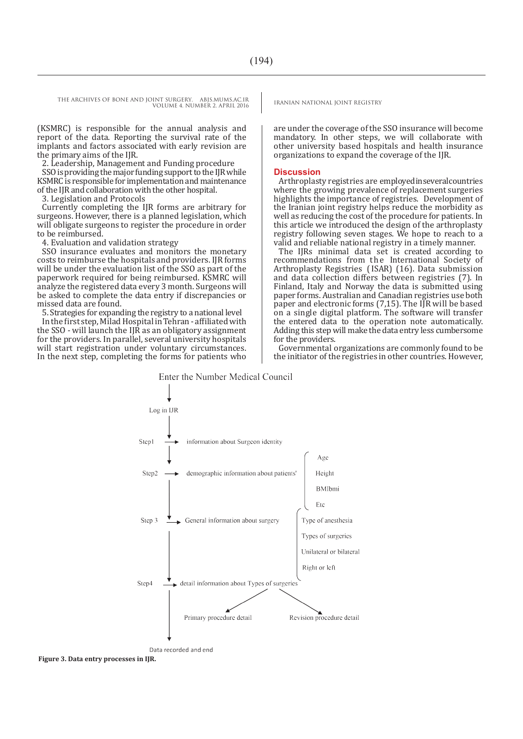(KSMRC) is responsible for the annual analysis and report of the data. Reporting the survival rate of the implants and factors associated with early revision are the primary aims of the IJR.

2. Leadership, Management and Funding procedure

SSO is providing the major funding support to the IJR while KSMRC is responsible for implementation and maintenance of the IJR and collaboration with the other hospital.

3. Legislation and Protocols

Currently completing the IJR forms are arbitrary for surgeons. However, there is a planned legislation, which will obligate surgeons to register the procedure in order to be reimbursed.

4. Evaluation and validation strategy

SSO insurance evaluates and monitors the monetary costs to reimburse the hospitals and providers. IJR forms will be under the evaluation list of the SSO as part of the paperwork required for being reimbursed. KSMRC will analyze the registered data every 3 month. Surgeons will be asked to complete the data entry if discrepancies or missed data are found.

5. Strategies for expanding the registry to a national level

In the first step, Milad Hospital in Tehran - affiliated with the SSO - will launch the IJR as an obligatory assignment for the providers. In parallel, several university hospitals will start registration under voluntary circumstances. In the next step, completing the forms for patients who are under the coverage of the SSO insurance will become mandatory. In other steps, we will collaborate with other university based hospitals and health insurance organizations to expand the coverage of the IJR.

## Discussion

Arthroplasty registries are employed in several countries where the growing prevalence of replacement surgeries highlights the importance of registries. Development of the Iranian joint registry helps reduce the morbidity as well as reducing the cost of the procedure for patients. In this article we introduced the design of the arthroplasty registry following seven stages. We hope to reach to a valid and reliable national registry in a timely manner.

The IJRs minimal data set is created according to recommendations from the International Society of Arthroplasty Registries (ISAR) (16). Data submission and data collection differs between registries (7). In Finland, Italy and Norway the data is submitted using paper forms. Australian and Canadian registries use both paper and electronic forms (7,15). The IJR will be based on a single digital platform. The software will transfer the entered data to the operation note automatically. Adding this step will make the data entry less cumbersome for the providers.

Governmental organizations are commonly found to be the initiator of the registries in other countries. However,

Enter the Number Medical Council → Log in IJR → Step1 → information about Surgeon identity → Step2 → demographic information about patients' (Age, Height, BMIbmi, Etc) → Step 3 → General information about surgery (Type of anesthesia, Types of surgeries, Unilateral or bilateral, Right or left) → Step4 → detail information about Types of surgeries (Primary procedure detail; Revision procedure detail) → Data recorded and end

**Figure 3. Data entry processes in IJR.**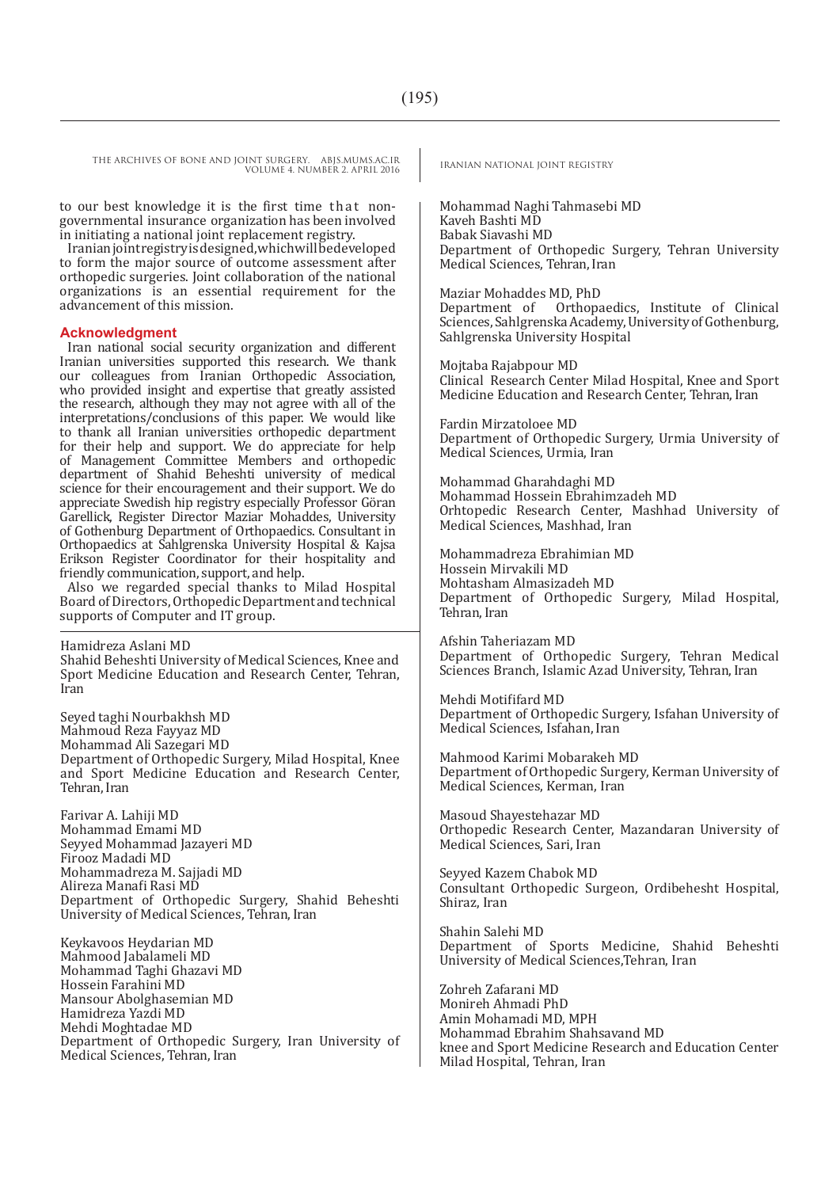to our best knowledge it is the first time that non-governmental insurance organization has been involved in initiating a national joint replacement registry.

Iranian joint registry is designed, which will be developed to form the major source of outcome assessment after orthopedic surgeries. Joint collaboration of the national organizations is an essential requirement for the advancement of this mission.

## Acknowledgment

Iran national social security organization and different Iranian universities supported this research. We thank our colleagues from Iranian Orthopedic Association, who provided insight and expertise that greatly assisted the research, although they may not agree with all of the interpretations/conclusions of this paper. We would like to thank all Iranian universities orthopedic department for their help and support. We do appreciate for help of Management Committee Members and orthopedic department of Shahid Beheshti university of medical science for their encouragement and their support. We do appreciate Swedish hip registry especially Professor Göran Garellick, Register Director Maziar Mohaddes, University of Gothenburg Department of Orthopaedics. Consultant in Orthopaedics at Sahlgrenska University Hospital & Kajsa Erikson Register Coordinator for their hospitality and friendly communication, support, and help.

Also we regarded special thanks to Milad Hospital Board of Directors, Orthopedic Department and technical supports of Computer and IT group.

Hamidreza Aslani MD
Shahid Beheshti University of Medical Sciences, Knee and Sport Medicine Education and Research Center, Tehran, Iran

Seyed taghi Nourbakhsh MD
Mahmoud Reza Fayyaz MD
Mohammad Ali Sazegari MD
Department of Orthopedic Surgery, Milad Hospital, Knee and Sport Medicine Education and Research Center, Tehran, Iran

Farivar A. Lahiji MD
Mohammad Emami MD
Seyyed Mohammad Jazayeri MD
Firooz Madadi MD
Mohammadreza M. Sajjadi MD
Alireza Manafi Rasi MD
Department of Orthopedic Surgery, Shahid Beheshti University of Medical Sciences, Tehran, Iran

Keykavoos Heydarian MD
Mahmood Jabalameli MD
Mohammad Taghi Ghazavi MD
Hossein Farahini MD
Mansour Abolghasemian MD
Hamidreza Yazdi MD
Mehdi Moghtadae MD
Department of Orthopedic Surgery, Iran University of Medical Sciences, Tehran, Iran

Mohammad Naghi Tahmasebi MD
Kaveh Bashti MD
Babak Siavashi MD
Department of Orthopedic Surgery, Tehran University Medical Sciences, Tehran, Iran

Maziar Mohaddes MD, PhD
Department of Orthopaedics, Institute of Clinical Sciences, Sahlgrenska Academy, University of Gothenburg, Sahlgrenska University Hospital

Mojtaba Rajabpour MD
Clinical Research Center Milad Hospital, Knee and Sport Medicine Education and Research Center, Tehran, Iran

Fardin Mirzatoloee MD
Department of Orthopedic Surgery, Urmia University of Medical Sciences, Urmia, Iran

Mohammad Gharahdaghi MD
Mohammad Hossein Ebrahimzadeh MD
Orhtopedic Research Center, Mashhad University of Medical Sciences, Mashhad, Iran

Mohammadreza Ebrahimian MD
Hossein Mirvakili MD
Mohtasham Almasizadeh MD
Department of Orthopedic Surgery, Milad Hospital, Tehran, Iran

Afshin Taheriazam MD
Department of Orthopedic Surgery, Tehran Medical Sciences Branch, Islamic Azad University, Tehran, Iran

Mehdi Motififard MD
Department of Orthopedic Surgery, Isfahan University of Medical Sciences, Isfahan, Iran

Mahmood Karimi Mobarakeh MD
Department of Orthopedic Surgery, Kerman University of Medical Sciences, Kerman, Iran

Masoud Shayestehazar MD
Orthopedic Research Center, Mazandaran University of Medical Sciences, Sari, Iran

Seyyed Kazem Chabok MD
Consultant Orthopedic Surgeon, Ordibehesht Hospital, Shiraz, Iran

Shahin Salehi MD
Department of Sports Medicine, Shahid Beheshti University of Medical Sciences,Tehran, Iran

Zohreh Zafarani MD
Monireh Ahmadi PhD
Amin Mohamadi MD, MPH
Mohammad Ebrahim Shahsavand MD
knee and Sport Medicine Research and Education Center Milad Hospital, Tehran, Iran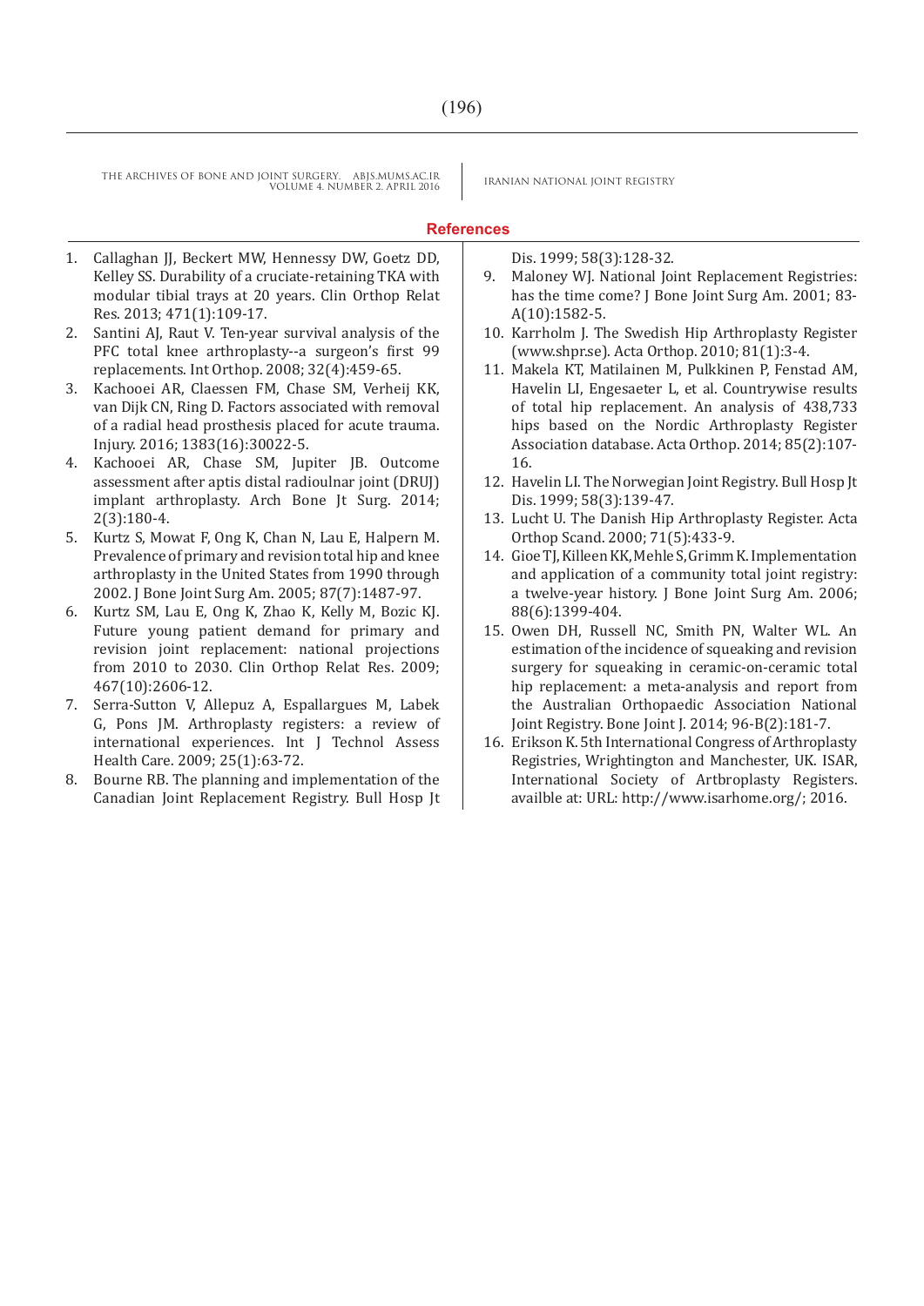## References

1. Callaghan JJ, Beckert MW, Hennessy DW, Goetz DD, Kelley SS. Durability of a cruciate-retaining TKA with modular tibial trays at 20 years. Clin Orthop Relat Res. 2013; 471(1):109-17.
2. Santini AJ, Raut V. Ten-year survival analysis of the PFC total knee arthroplasty--a surgeon's first 99 replacements. Int Orthop. 2008; 32(4):459-65.
3. Kachooei AR, Claessen FM, Chase SM, Verheij KK, van Dijk CN, Ring D. Factors associated with removal of a radial head prosthesis placed for acute trauma. Injury. 2016; 1383(16):30022-5.
4. Kachooei AR, Chase SM, Jupiter JB. Outcome assessment after aptis distal radioulnar joint (DRUJ) implant arthroplasty. Arch Bone Jt Surg. 2014; 2(3):180-4.
5. Kurtz S, Mowat F, Ong K, Chan N, Lau E, Halpern M. Prevalence of primary and revision total hip and knee arthroplasty in the United States from 1990 through 2002. J Bone Joint Surg Am. 2005; 87(7):1487-97.
6. Kurtz SM, Lau E, Ong K, Zhao K, Kelly M, Bozic KJ. Future young patient demand for primary and revision joint replacement: national projections from 2010 to 2030. Clin Orthop Relat Res. 2009; 467(10):2606-12.
7. Serra-Sutton V, Allepuz A, Espallargues M, Labek G, Pons JM. Arthroplasty registers: a review of international experiences. Int J Technol Assess Health Care. 2009; 25(1):63-72.
8. Bourne RB. The planning and implementation of the Canadian Joint Replacement Registry. Bull Hosp Jt Dis. 1999; 58(3):128-32.
9. Maloney WJ. National Joint Replacement Registries: has the time come? J Bone Joint Surg Am. 2001; 83-A(10):1582-5.
10. Karrholm J. The Swedish Hip Arthroplasty Register (www.shpr.se). Acta Orthop. 2010; 81(1):3-4.
11. Makela KT, Matilainen M, Pulkkinen P, Fenstad AM, Havelin LI, Engesaeter L, et al. Countrywise results of total hip replacement. An analysis of 438,733 hips based on the Nordic Arthroplasty Register Association database. Acta Orthop. 2014; 85(2):107-16.
12. Havelin LI. The Norwegian Joint Registry. Bull Hosp Jt Dis. 1999; 58(3):139-47.
13. Lucht U. The Danish Hip Arthroplasty Register. Acta Orthop Scand. 2000; 71(5):433-9.
14. Gioe TJ, Killeen KK, Mehle S, Grimm K. Implementation and application of a community total joint registry: a twelve-year history. J Bone Joint Surg Am. 2006; 88(6):1399-404.
15. Owen DH, Russell NC, Smith PN, Walter WL. An estimation of the incidence of squeaking and revision surgery for squeaking in ceramic-on-ceramic total hip replacement: a meta-analysis and report from the Australian Orthopaedic Association National Joint Registry. Bone Joint J. 2014; 96-B(2):181-7.
16. Erikson K. 5th International Congress of Arthroplasty Registries, Wrightington and Manchester, UK. ISAR, International Society of Artbroplasty Registers. availble at: URL: http://www.isarhome.org/; 2016.